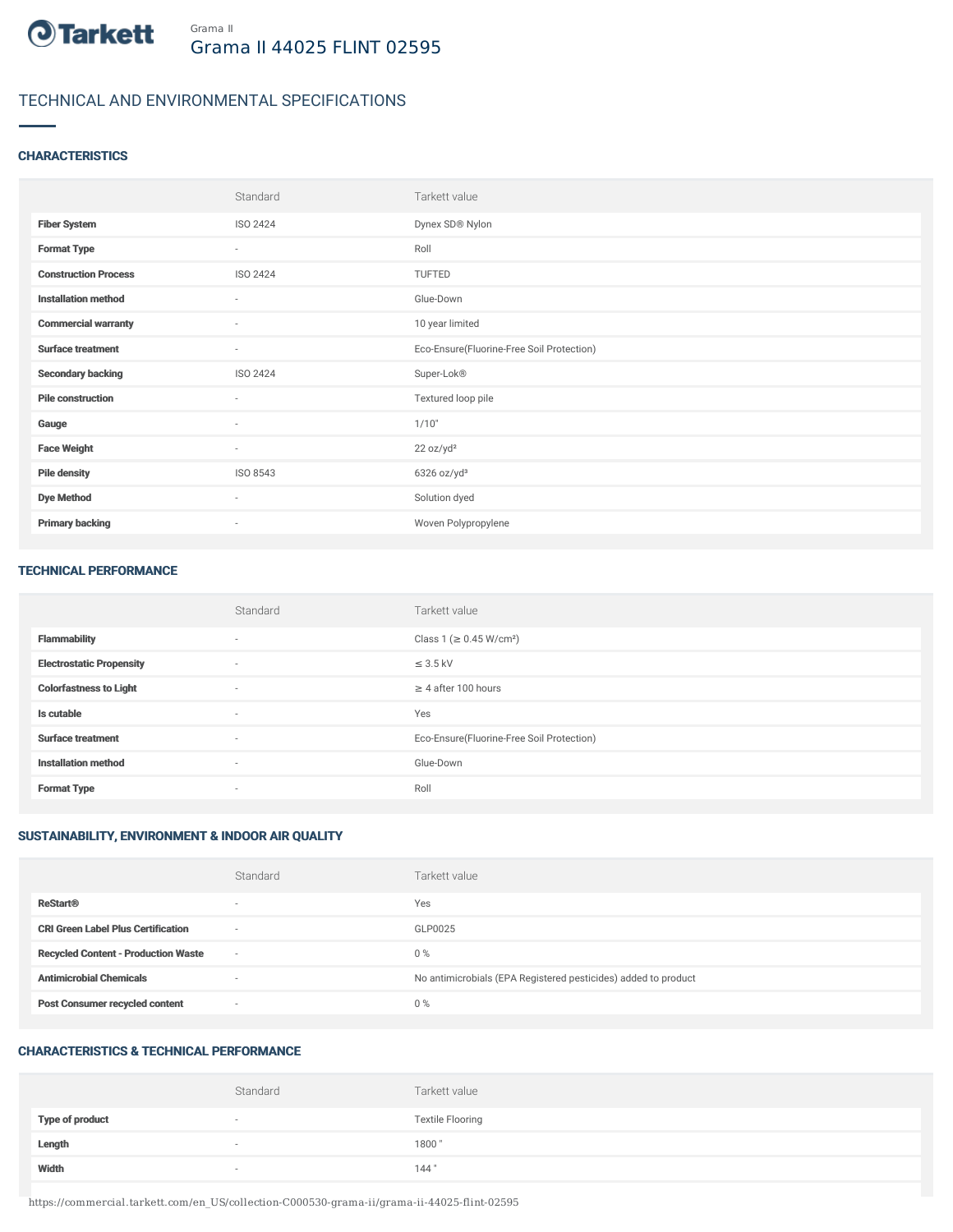Grama II

# Grama II 44025 FLINT 02595

## TECHNICAL AND ENVIRONMENTAL SPECIFICATIONS

### CHARACTERISTICS

| | Standard | Tarkett value |
|---|---|---|
| **Fiber System** | ISO 2424 | Dynex SD® Nylon |
| **Format Type** | - | Roll |
| **Construction Process** | ISO 2424 | TUFTED |
| **Installation method** | - | Glue-Down |
| **Commercial warranty** | - | 10 year limited |
| **Surface treatment** | - | Eco-Ensure(Fluorine-Free Soil Protection) |
| **Secondary backing** | ISO 2424 | Super-Lok® |
| **Pile construction** | - | Textured loop pile |
| **Gauge** | - | 1/10" |
| **Face Weight** | - | 22 oz/yd² |
| **Pile density** | ISO 8543 | 6326 oz/yd³ |
| **Dye Method** | - | Solution dyed |
| **Primary backing** | - | Woven Polypropylene |

### TECHNICAL PERFORMANCE

| | Standard | Tarkett value |
|---|---|---|
| **Flammability** | - | Class 1 (≥ 0.45 W/cm²) |
| **Electrostatic Propensity** | - | ≤ 3.5 kV |
| **Colorfastness to Light** | - | ≥ 4 after 100 hours |
| **Is cutable** | - | Yes |
| **Surface treatment** | - | Eco-Ensure(Fluorine-Free Soil Protection) |
| **Installation method** | - | Glue-Down |
| **Format Type** | - | Roll |

### SUSTAINABILITY, ENVIRONMENT & INDOOR AIR QUALITY

| | Standard | Tarkett value |
|---|---|---|
| **ReStart®** | - | Yes |
| **CRI Green Label Plus Certification** | - | GLP0025 |
| **Recycled Content - Production Waste** | - | 0 % |
| **Antimicrobial Chemicals** | - | No antimicrobials (EPA Registered pesticides) added to product |
| **Post Consumer recycled content** | - | 0 % |

### CHARACTERISTICS & TECHNICAL PERFORMANCE

| | Standard | Tarkett value |
|---|---|---|
| **Type of product** | - | Textile Flooring |
| **Length** | - | 1800 " |
| **Width** | - | 144 " |

https://commercial.tarkett.com/en_US/collection-C000530-grama-ii/grama-ii-44025-flint-02595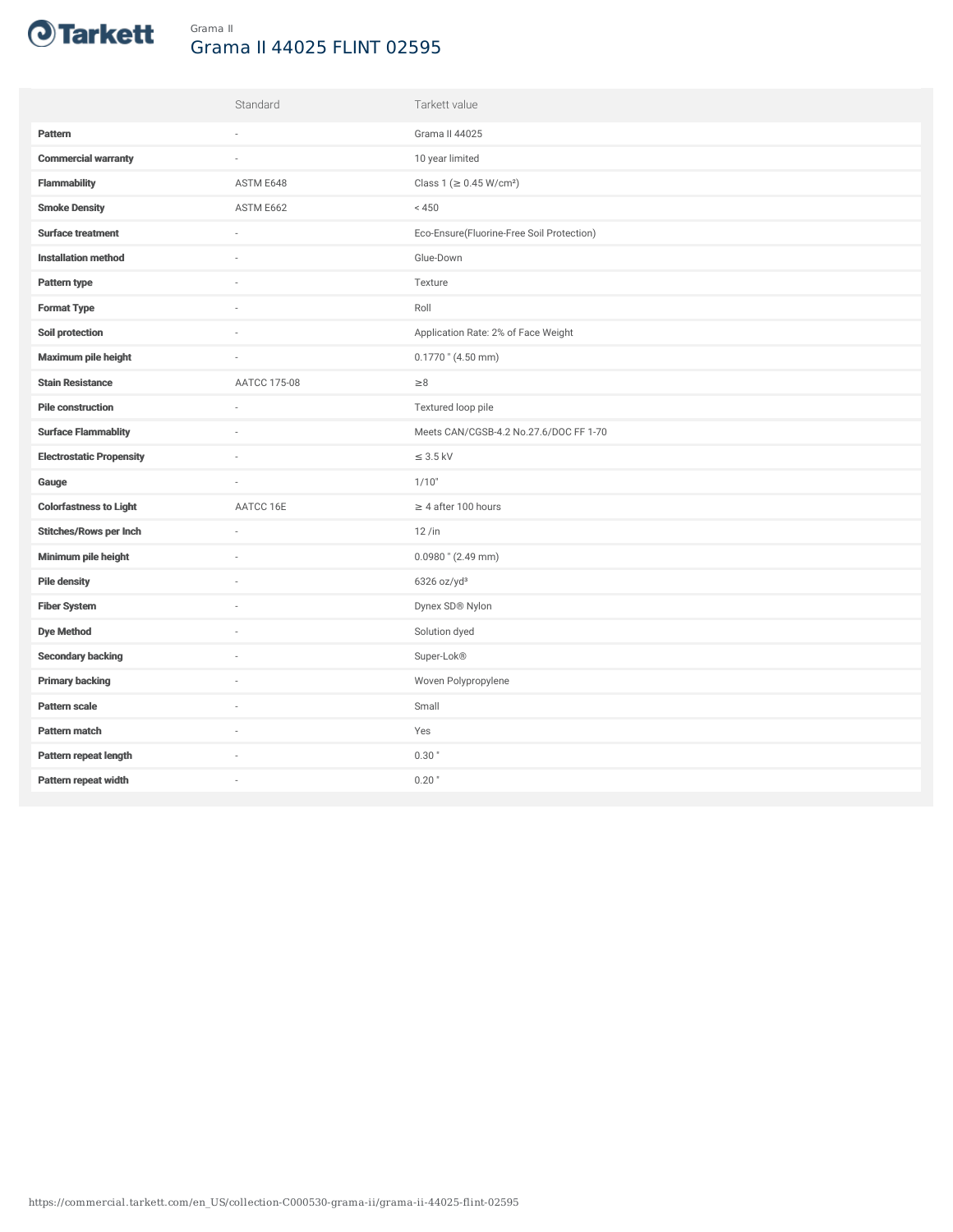Grama II

# Grama II 44025 FLINT 02595

| | Standard | Tarkett value |
|---|---|---|
| **Pattern** | - | Grama II 44025 |
| **Commercial warranty** | - | 10 year limited |
| **Flammability** | ASTM E648 | Class 1 (≥ 0.45 W/cm²) |
| **Smoke Density** | ASTM E662 | < 450 |
| **Surface treatment** | - | Eco-Ensure(Fluorine-Free Soil Protection) |
| **Installation method** | - | Glue-Down |
| **Pattern type** | - | Texture |
| **Format Type** | - | Roll |
| **Soil protection** | - | Application Rate: 2% of Face Weight |
| **Maximum pile height** | - | 0.1770 " (4.50 mm) |
| **Stain Resistance** | AATCC 175-08 | ≥8 |
| **Pile construction** | - | Textured loop pile |
| **Surface Flammablity** | - | Meets CAN/CGSB-4.2 No.27.6/DOC FF 1-70 |
| **Electrostatic Propensity** | - | ≤ 3.5 kV |
| **Gauge** | - | 1/10" |
| **Colorfastness to Light** | AATCC 16E | ≥ 4 after 100 hours |
| **Stitches/Rows per Inch** | - | 12 /in |
| **Minimum pile height** | - | 0.0980 " (2.49 mm) |
| **Pile density** | - | 6326 oz/yd³ |
| **Fiber System** | - | Dynex SD® Nylon |
| **Dye Method** | - | Solution dyed |
| **Secondary backing** | - | Super-Lok® |
| **Primary backing** | - | Woven Polypropylene |
| **Pattern scale** | - | Small |
| **Pattern match** | - | Yes |
| **Pattern repeat length** | - | 0.30 " |
| **Pattern repeat width** | - | 0.20 " |

https://commercial.tarkett.com/en_US/collection-C000530-grama-ii/grama-ii-44025-flint-02595